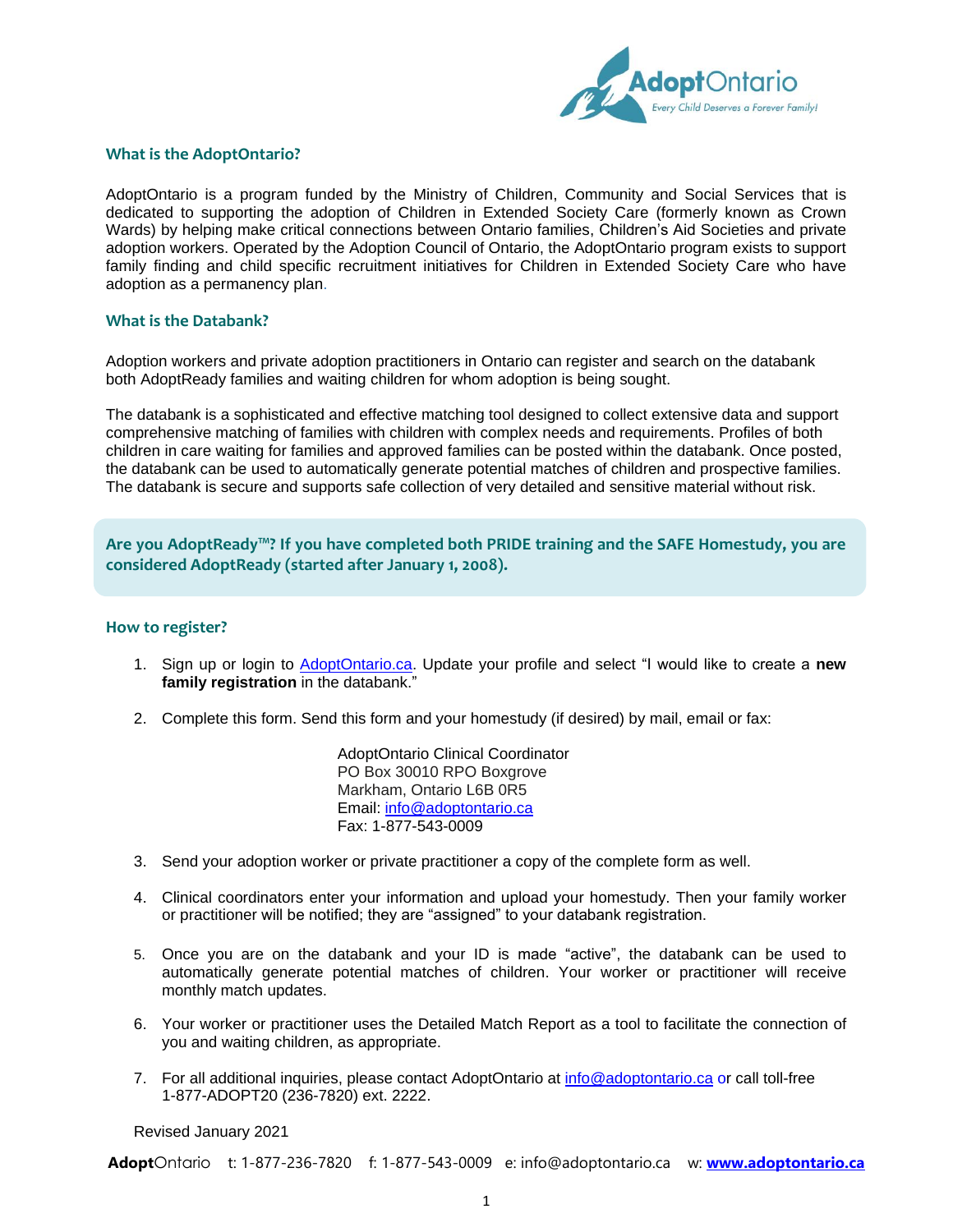## What is the AdoptOntario?

AdoptOntario is a program funded by the Ministry of Children, Community and Social Services that is dedicated to supporting the adoption of Children in Extended Society Care (formerly known as Crown Wards) by helping make critical connections between Ontario families, Children's Aid Societies and private adoption workers. Operated by the Adoption Council of Ontario, the AdoptOntario program exists to support family finding and child specific recruitment initiatives for Children in Extended Society Care who have adoption as a permanency plan.

## What is the Databank?

Adoption workers and private adoption practitioners in Ontario can register and search on the databank both AdoptReady families and waiting children for whom adoption is being sought.

The databank is a sophisticated and effective matching tool designed to collect extensive data and support comprehensive matching of families with children with complex needs and requirements. Profiles of both children in care waiting for families and approved families can be posted within the databank. Once posted, the databank can be used to automatically generate potential matches of children and prospective families. The databank is secure and supports safe collection of very detailed and sensitive material without risk.

**Are you AdoptReady™? If you have completed both PRIDE training and the SAFE Homestudy, you are considered AdoptReady (started after January 1, 2008).**

## How to register?

1. Sign up or login to AdoptOntario.ca. Update your profile and select "I would like to create a **new family registration** in the databank."
2. Complete this form. Send this form and your homestudy (if desired) by mail, email or fax:

   AdoptOntario Clinical Coordinator
   PO Box 30010 RPO Boxgrove
   Markham, Ontario L6B 0R5
   Email: info@adoptontario.ca
   Fax: 1-877-543-0009

3. Send your adoption worker or private practitioner a copy of the complete form as well.
4. Clinical coordinators enter your information and upload your homestudy. Then your family worker or practitioner will be notified; they are "assigned" to your databank registration.
5. Once you are on the databank and your ID is made "active", the databank can be used to automatically generate potential matches of children. Your worker or practitioner will receive monthly match updates.
6. Your worker or practitioner uses the Detailed Match Report as a tool to facilitate the connection of you and waiting children, as appropriate.
7. For all additional inquiries, please contact AdoptOntario at info@adoptontario.ca or call toll-free 1-877-ADOPT20 (236-7820) ext. 2222.

Revised January 2021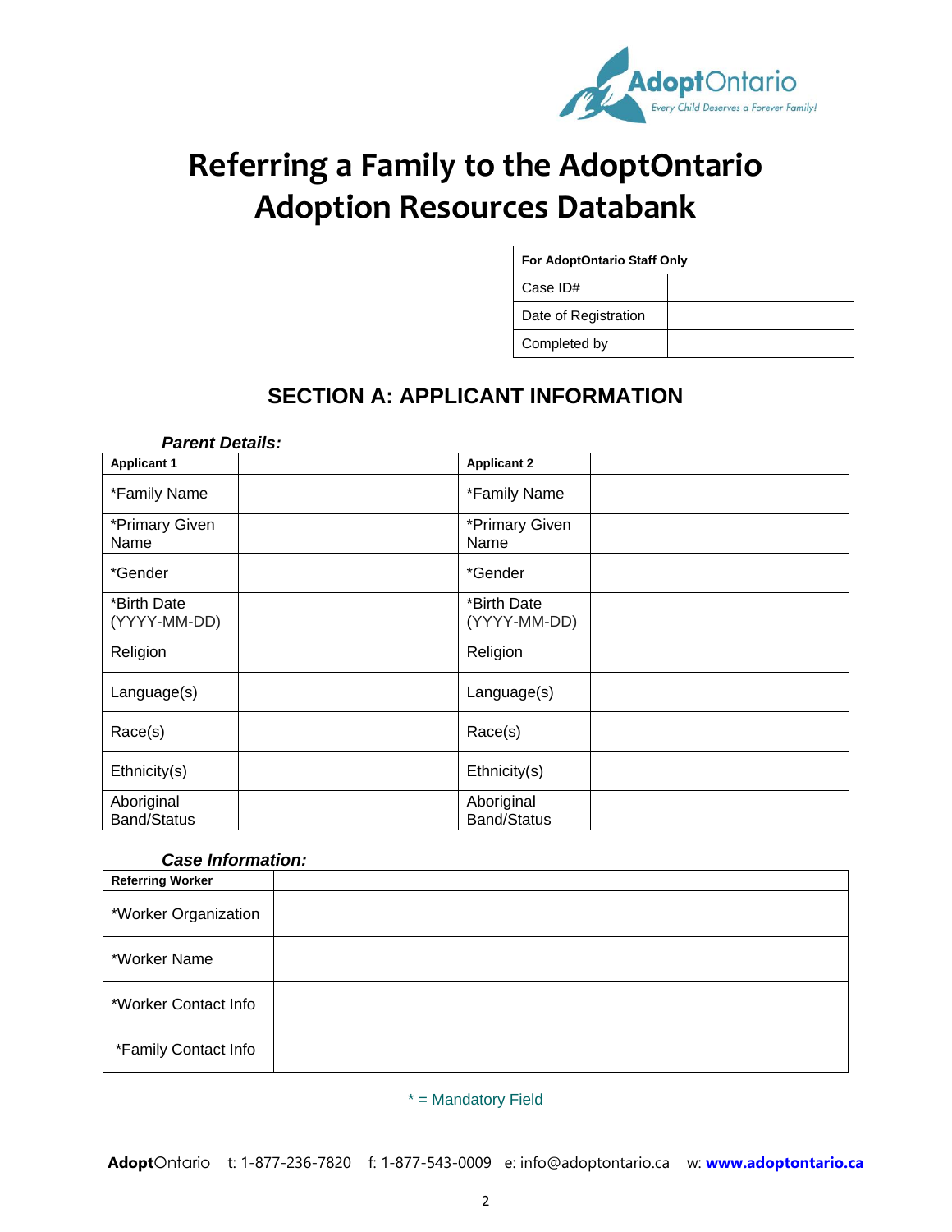# Referring a Family to the AdoptOntario Adoption Resources Databank

| For AdoptOntario Staff Only | |
|---|---|
| Case ID# | |
| Date of Registration | |
| Completed by | |

## SECTION A: APPLICANT INFORMATION

***Parent Details:***

| **Applicant 1** | | **Applicant 2** | |
|---|---|---|---|
| *Family Name | | *Family Name | |
| *Primary Given Name | | *Primary Given Name | |
| *Gender | | *Gender | |
| *Birth Date (YYYY-MM-DD) | | *Birth Date (YYYY-MM-DD) | |
| Religion | | Religion | |
| Language(s) | | Language(s) | |
| Race(s) | | Race(s) | |
| Ethnicity(s) | | Ethnicity(s) | |
| Aboriginal Band/Status | | Aboriginal Band/Status | |

***Case Information:***

| **Referring Worker** | |
|---|---|
| *Worker Organization | |
| *Worker Name | |
| *Worker Contact Info | |
| *Family Contact Info | |

* = Mandatory Field

**Adopt**Ontario t: 1-877-236-7820 f: 1-877-543-0009 e: info@adoptontario.ca w: **www.adoptontario.ca**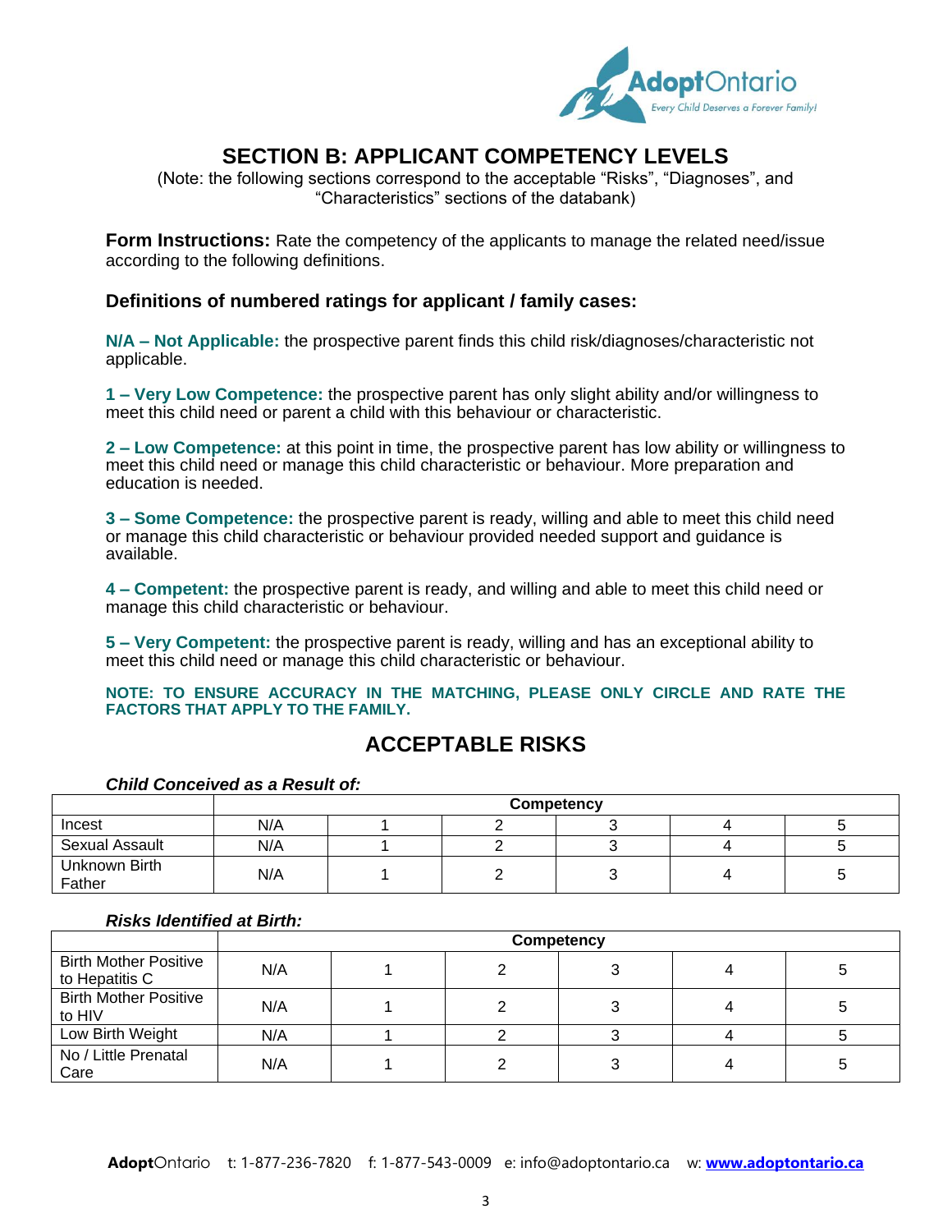# SECTION B: APPLICANT COMPETENCY LEVELS

(Note: the following sections correspond to the acceptable "Risks", "Diagnoses", and "Characteristics" sections of the databank)

**Form Instructions:** Rate the competency of the applicants to manage the related need/issue according to the following definitions.

### Definitions of numbered ratings for applicant / family cases:

**N/A – Not Applicable:** the prospective parent finds this child risk/diagnoses/characteristic not applicable.

**1 – Very Low Competence:** the prospective parent has only slight ability and/or willingness to meet this child need or parent a child with this behaviour or characteristic.

**2 – Low Competence:** at this point in time, the prospective parent has low ability or willingness to meet this child need or manage this child characteristic or behaviour. More preparation and education is needed.

**3 – Some Competence:** the prospective parent is ready, willing and able to meet this child need or manage this child characteristic or behaviour provided needed support and guidance is available.

**4 – Competent:** the prospective parent is ready, and willing and able to meet this child need or manage this child characteristic or behaviour.

**5 – Very Competent:** the prospective parent is ready, willing and has an exceptional ability to meet this child need or manage this child characteristic or behaviour.

**NOTE: TO ENSURE ACCURACY IN THE MATCHING, PLEASE ONLY CIRCLE AND RATE THE FACTORS THAT APPLY TO THE FAMILY.**

## ACCEPTABLE RISKS

***Child Conceived as a Result of:***

| | Competency | | | | | |
|---|---|---|---|---|---|---|
| Incest | N/A | 1 | 2 | 3 | 4 | 5 |
| Sexual Assault | N/A | 1 | 2 | 3 | 4 | 5 |
| Unknown Birth Father | N/A | 1 | 2 | 3 | 4 | 5 |

***Risks Identified at Birth:***

| | Competency | | | | | |
|---|---|---|---|---|---|---|
| Birth Mother Positive to Hepatitis C | N/A | 1 | 2 | 3 | 4 | 5 |
| Birth Mother Positive to HIV | N/A | 1 | 2 | 3 | 4 | 5 |
| Low Birth Weight | N/A | 1 | 2 | 3 | 4 | 5 |
| No / Little Prenatal Care | N/A | 1 | 2 | 3 | 4 | 5 |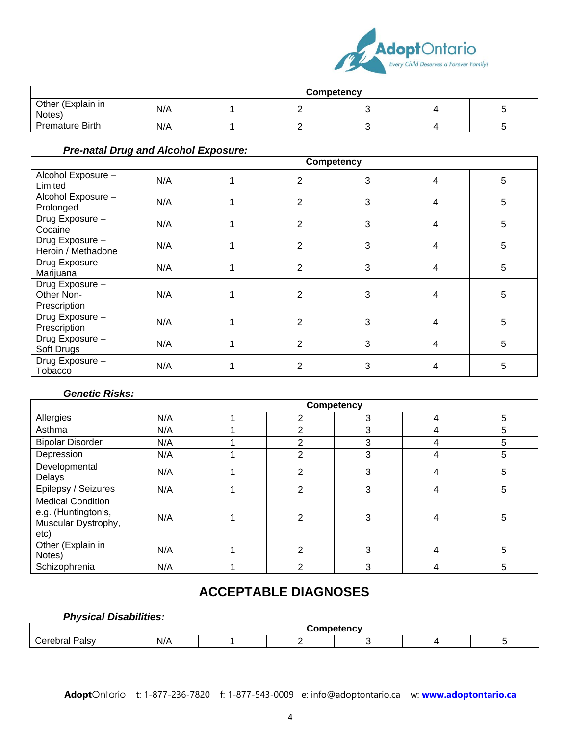| | Competency | | | | | |
|---|---|---|---|---|---|---|
| Other (Explain in Notes) | N/A | 1 | 2 | 3 | 4 | 5 |
| Premature Birth | N/A | 1 | 2 | 3 | 4 | 5 |

***Pre-natal Drug and Alcohol Exposure:***

| | Competency | | | | | |
|---|---|---|---|---|---|---|
| Alcohol Exposure – Limited | N/A | 1 | 2 | 3 | 4 | 5 |
| Alcohol Exposure – Prolonged | N/A | 1 | 2 | 3 | 4 | 5 |
| Drug Exposure – Cocaine | N/A | 1 | 2 | 3 | 4 | 5 |
| Drug Exposure – Heroin / Methadone | N/A | 1 | 2 | 3 | 4 | 5 |
| Drug Exposure - Marijuana | N/A | 1 | 2 | 3 | 4 | 5 |
| Drug Exposure – Other Non-Prescription | N/A | 1 | 2 | 3 | 4 | 5 |
| Drug Exposure – Prescription | N/A | 1 | 2 | 3 | 4 | 5 |
| Drug Exposure – Soft Drugs | N/A | 1 | 2 | 3 | 4 | 5 |
| Drug Exposure – Tobacco | N/A | 1 | 2 | 3 | 4 | 5 |

***Genetic Risks:***

| | Competency | | | | | |
|---|---|---|---|---|---|---|
| Allergies | N/A | 1 | 2 | 3 | 4 | 5 |
| Asthma | N/A | 1 | 2 | 3 | 4 | 5 |
| Bipolar Disorder | N/A | 1 | 2 | 3 | 4 | 5 |
| Depression | N/A | 1 | 2 | 3 | 4 | 5 |
| Developmental Delays | N/A | 1 | 2 | 3 | 4 | 5 |
| Epilepsy / Seizures | N/A | 1 | 2 | 3 | 4 | 5 |
| Medical Condition e.g. (Huntington's, Muscular Dystrophy, etc) | N/A | 1 | 2 | 3 | 4 | 5 |
| Other (Explain in Notes) | N/A | 1 | 2 | 3 | 4 | 5 |
| Schizophrenia | N/A | 1 | 2 | 3 | 4 | 5 |

## ACCEPTABLE DIAGNOSES

***Physical Disabilities:***

| | Competency | | | | | |
|---|---|---|---|---|---|---|
| Cerebral Palsy | N/A | 1 | 2 | 3 | 4 | 5 |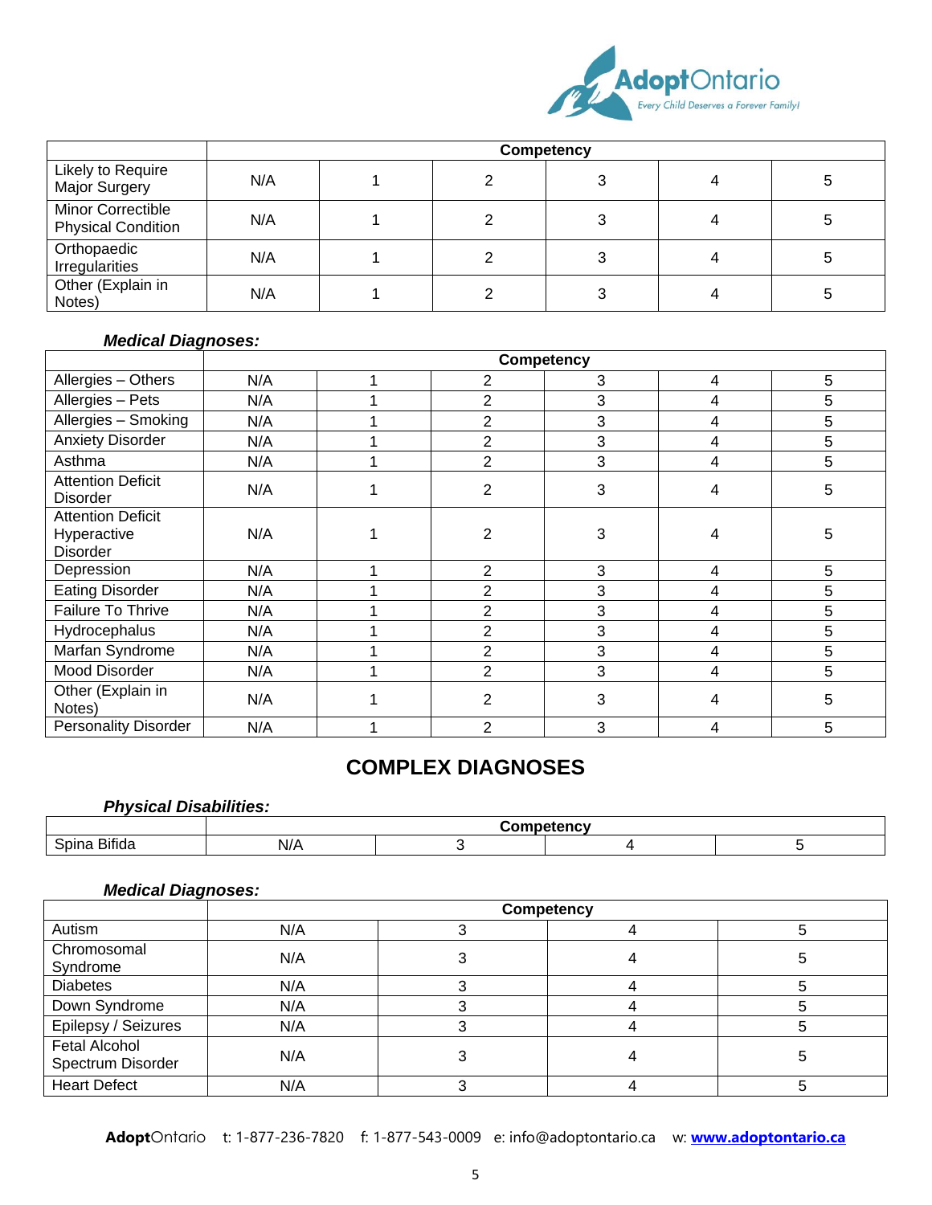| | Competency | | | | | |
|---|---|---|---|---|---|---|
| Likely to Require Major Surgery | N/A | 1 | 2 | 3 | 4 | 5 |
| Minor Correctible Physical Condition | N/A | 1 | 2 | 3 | 4 | 5 |
| Orthopaedic Irregularities | N/A | 1 | 2 | 3 | 4 | 5 |
| Other (Explain in Notes) | N/A | 1 | 2 | 3 | 4 | 5 |

***Medical Diagnoses:***

| | Competency | | | | | |
|---|---|---|---|---|---|---|
| Allergies – Others | N/A | 1 | 2 | 3 | 4 | 5 |
| Allergies – Pets | N/A | 1 | 2 | 3 | 4 | 5 |
| Allergies – Smoking | N/A | 1 | 2 | 3 | 4 | 5 |
| Anxiety Disorder | N/A | 1 | 2 | 3 | 4 | 5 |
| Asthma | N/A | 1 | 2 | 3 | 4 | 5 |
| Attention Deficit Disorder | N/A | 1 | 2 | 3 | 4 | 5 |
| Attention Deficit Hyperactive Disorder | N/A | 1 | 2 | 3 | 4 | 5 |
| Depression | N/A | 1 | 2 | 3 | 4 | 5 |
| Eating Disorder | N/A | 1 | 2 | 3 | 4 | 5 |
| Failure To Thrive | N/A | 1 | 2 | 3 | 4 | 5 |
| Hydrocephalus | N/A | 1 | 2 | 3 | 4 | 5 |
| Marfan Syndrome | N/A | 1 | 2 | 3 | 4 | 5 |
| Mood Disorder | N/A | 1 | 2 | 3 | 4 | 5 |
| Other (Explain in Notes) | N/A | 1 | 2 | 3 | 4 | 5 |
| Personality Disorder | N/A | 1 | 2 | 3 | 4 | 5 |

## COMPLEX DIAGNOSES

***Physical Disabilities:***

| | Competency | | | |
|---|---|---|---|---|
| Spina Bifida | N/A | 3 | 4 | 5 |

***Medical Diagnoses:***

| | Competency | | | |
|---|---|---|---|---|
| Autism | N/A | 3 | 4 | 5 |
| Chromosomal Syndrome | N/A | 3 | 4 | 5 |
| Diabetes | N/A | 3 | 4 | 5 |
| Down Syndrome | N/A | 3 | 4 | 5 |
| Epilepsy / Seizures | N/A | 3 | 4 | 5 |
| Fetal Alcohol Spectrum Disorder | N/A | 3 | 4 | 5 |
| Heart Defect | N/A | 3 | 4 | 5 |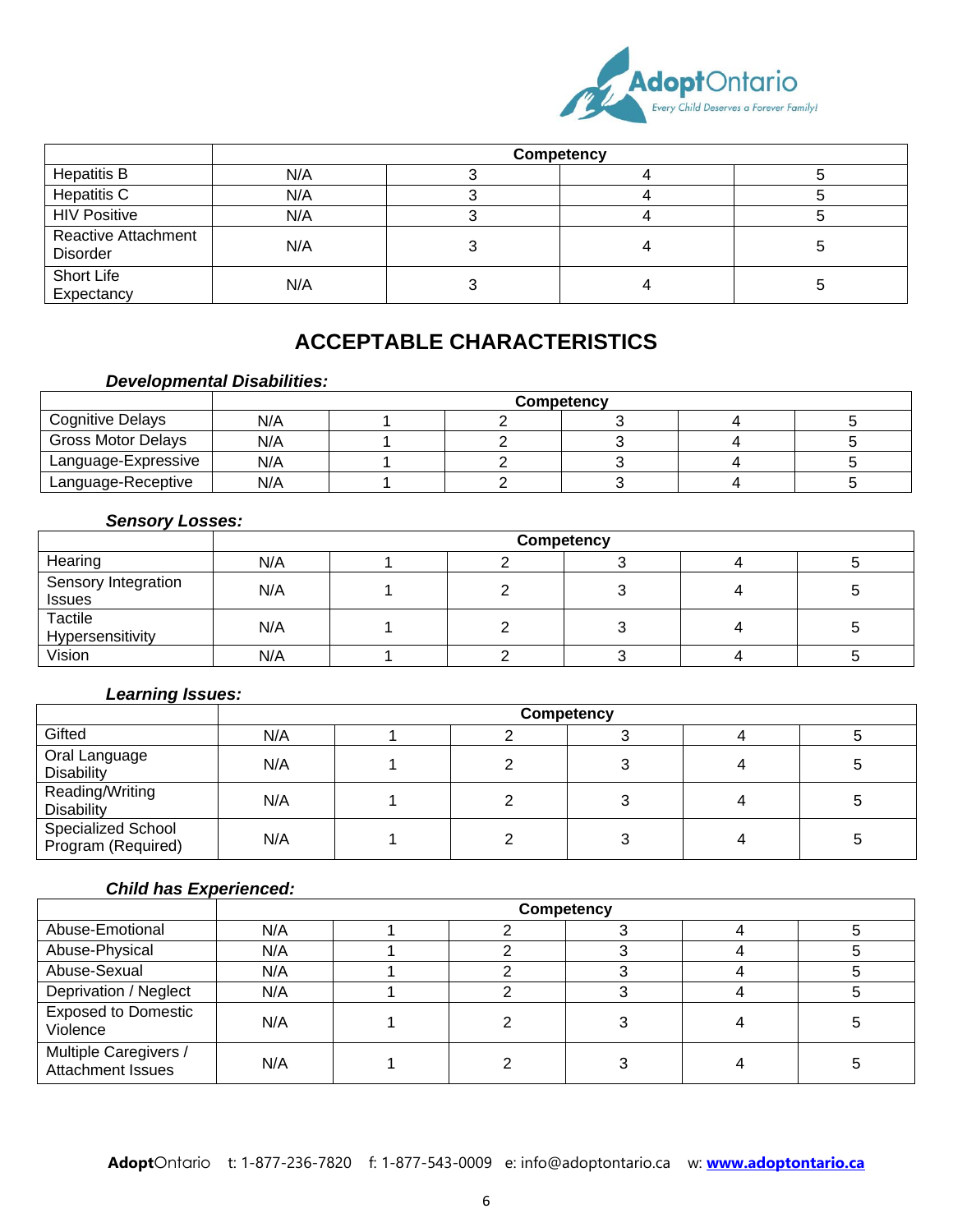| | Competency | | | |
|---|---|---|---|---|
| Hepatitis B | N/A | 3 | 4 | 5 |
| Hepatitis C | N/A | 3 | 4 | 5 |
| HIV Positive | N/A | 3 | 4 | 5 |
| Reactive Attachment Disorder | N/A | 3 | 4 | 5 |
| Short Life Expectancy | N/A | 3 | 4 | 5 |

## ACCEPTABLE CHARACTERISTICS

***Developmental Disabilities:***

| | Competency | | | | | |
|---|---|---|---|---|---|---|
| Cognitive Delays | N/A | 1 | 2 | 3 | 4 | 5 |
| Gross Motor Delays | N/A | 1 | 2 | 3 | 4 | 5 |
| Language-Expressive | N/A | 1 | 2 | 3 | 4 | 5 |
| Language-Receptive | N/A | 1 | 2 | 3 | 4 | 5 |

***Sensory Losses:***

| | Competency | | | | | |
|---|---|---|---|---|---|---|
| Hearing | N/A | 1 | 2 | 3 | 4 | 5 |
| Sensory Integration Issues | N/A | 1 | 2 | 3 | 4 | 5 |
| Tactile Hypersensitivity | N/A | 1 | 2 | 3 | 4 | 5 |
| Vision | N/A | 1 | 2 | 3 | 4 | 5 |

***Learning Issues:***

| | Competency | | | | | |
|---|---|---|---|---|---|---|
| Gifted | N/A | 1 | 2 | 3 | 4 | 5 |
| Oral Language Disability | N/A | 1 | 2 | 3 | 4 | 5 |
| Reading/Writing Disability | N/A | 1 | 2 | 3 | 4 | 5 |
| Specialized School Program (Required) | N/A | 1 | 2 | 3 | 4 | 5 |

***Child has Experienced:***

| | Competency | | | | | |
|---|---|---|---|---|---|---|
| Abuse-Emotional | N/A | 1 | 2 | 3 | 4 | 5 |
| Abuse-Physical | N/A | 1 | 2 | 3 | 4 | 5 |
| Abuse-Sexual | N/A | 1 | 2 | 3 | 4 | 5 |
| Deprivation / Neglect | N/A | 1 | 2 | 3 | 4 | 5 |
| Exposed to Domestic Violence | N/A | 1 | 2 | 3 | 4 | 5 |
| Multiple Caregivers / Attachment Issues | N/A | 1 | 2 | 3 | 4 | 5 |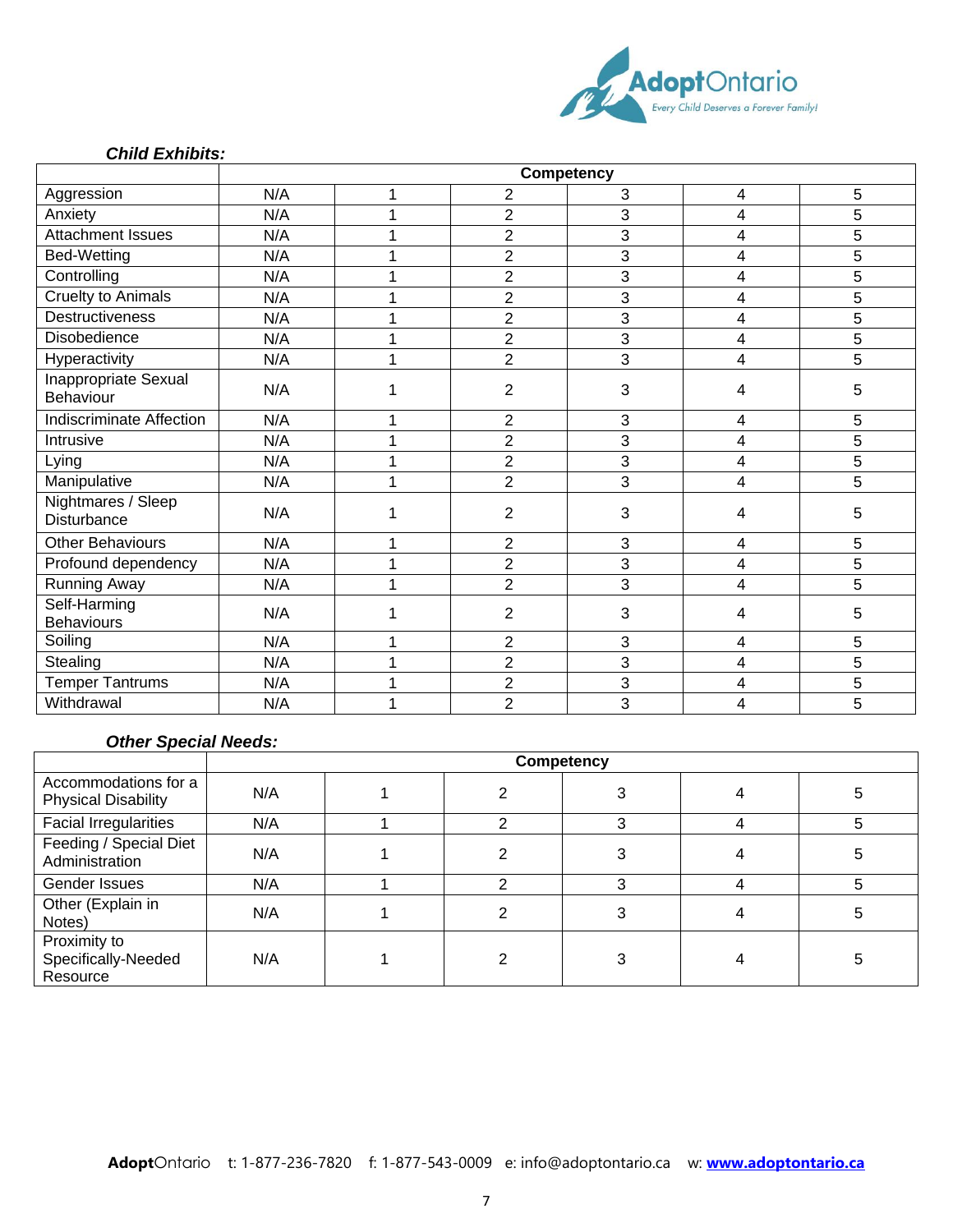***Child Exhibits:***

| | Competency | | | | | |
|---|---|---|---|---|---|---|
| Aggression | N/A | 1 | 2 | 3 | 4 | 5 |
| Anxiety | N/A | 1 | 2 | 3 | 4 | 5 |
| Attachment Issues | N/A | 1 | 2 | 3 | 4 | 5 |
| Bed-Wetting | N/A | 1 | 2 | 3 | 4 | 5 |
| Controlling | N/A | 1 | 2 | 3 | 4 | 5 |
| Cruelty to Animals | N/A | 1 | 2 | 3 | 4 | 5 |
| Destructiveness | N/A | 1 | 2 | 3 | 4 | 5 |
| Disobedience | N/A | 1 | 2 | 3 | 4 | 5 |
| Hyperactivity | N/A | 1 | 2 | 3 | 4 | 5 |
| Inappropriate Sexual Behaviour | N/A | 1 | 2 | 3 | 4 | 5 |
| Indiscriminate Affection | N/A | 1 | 2 | 3 | 4 | 5 |
| Intrusive | N/A | 1 | 2 | 3 | 4 | 5 |
| Lying | N/A | 1 | 2 | 3 | 4 | 5 |
| Manipulative | N/A | 1 | 2 | 3 | 4 | 5 |
| Nightmares / Sleep Disturbance | N/A | 1 | 2 | 3 | 4 | 5 |
| Other Behaviours | N/A | 1 | 2 | 3 | 4 | 5 |
| Profound dependency | N/A | 1 | 2 | 3 | 4 | 5 |
| Running Away | N/A | 1 | 2 | 3 | 4 | 5 |
| Self-Harming Behaviours | N/A | 1 | 2 | 3 | 4 | 5 |
| Soiling | N/A | 1 | 2 | 3 | 4 | 5 |
| Stealing | N/A | 1 | 2 | 3 | 4 | 5 |
| Temper Tantrums | N/A | 1 | 2 | 3 | 4 | 5 |
| Withdrawal | N/A | 1 | 2 | 3 | 4 | 5 |

***Other Special Needs:***

| | Competency | | | | | |
|---|---|---|---|---|---|---|
| Accommodations for a Physical Disability | N/A | 1 | 2 | 3 | 4 | 5 |
| Facial Irregularities | N/A | 1 | 2 | 3 | 4 | 5 |
| Feeding / Special Diet Administration | N/A | 1 | 2 | 3 | 4 | 5 |
| Gender Issues | N/A | 1 | 2 | 3 | 4 | 5 |
| Other (Explain in Notes) | N/A | 1 | 2 | 3 | 4 | 5 |
| Proximity to Specifically-Needed Resource | N/A | 1 | 2 | 3 | 4 | 5 |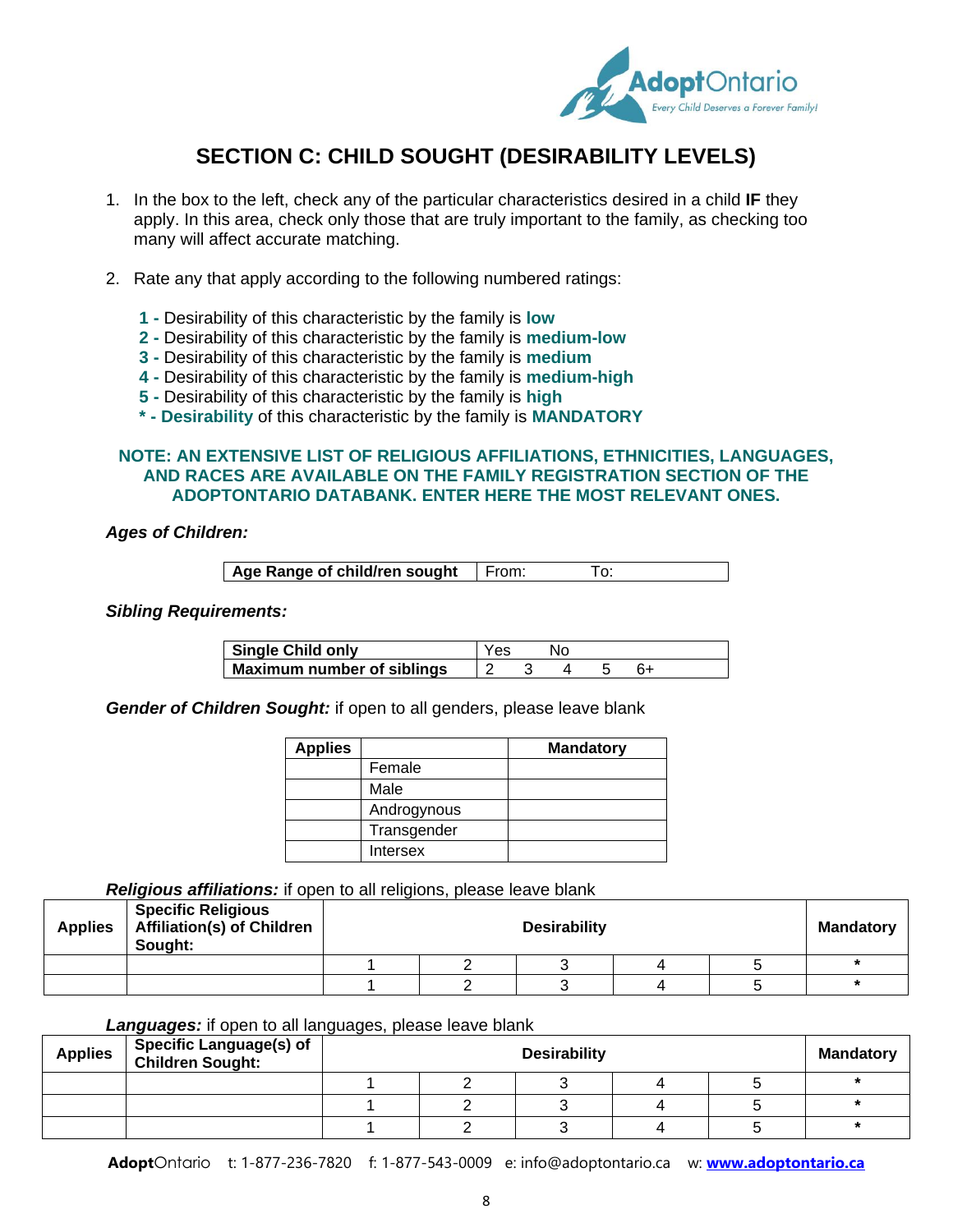# SECTION C: CHILD SOUGHT (DESIRABILITY LEVELS)

1. In the box to the left, check any of the particular characteristics desired in a child **IF** they apply. In this area, check only those that are truly important to the family, as checking too many will affect accurate matching.

2. Rate any that apply according to the following numbered ratings:

   **1 -** Desirability of this characteristic by the family is **low**
   **2 -** Desirability of this characteristic by the family is **medium-low**
   **3 -** Desirability of this characteristic by the family is **medium**
   **4 -** Desirability of this characteristic by the family is **medium-high**
   **5 -** Desirability of this characteristic by the family is **high**
   **\* - Desirability** of this characteristic by the family is **MANDATORY**

**NOTE: AN EXTENSIVE LIST OF RELIGIOUS AFFILIATIONS, ETHNICITIES, LANGUAGES, AND RACES ARE AVAILABLE ON THE FAMILY REGISTRATION SECTION OF THE ADOPTONTARIO DATABANK. ENTER HERE THE MOST RELEVANT ONES.**

***Ages of Children:***

| **Age Range of child/ren sought** | From: To: |
|---|---|

***Sibling Requirements:***

| **Single Child only** | Yes No |
|---|---|
| **Maximum number of siblings** | 2 3 4 5 6+ |

***Gender of Children Sought:*** if open to all genders, please leave blank

| **Applies** | | **Mandatory** |
|---|---|---|
| | Female | |
| | Male | |
| | Androgynous | |
| | Transgender | |
| | Intersex | |

***Religious affiliations:*** if open to all religions, please leave blank

| **Applies** | **Specific Religious Affiliation(s) of Children Sought:** | **Desirability** | | | | | **Mandatory** |
|---|---|---|---|---|---|---|---|
| | | 1 | 2 | 3 | 4 | 5 | * |
| | | 1 | 2 | 3 | 4 | 5 | * |

***Languages:*** if open to all languages, please leave blank

| **Applies** | **Specific Language(s) of Children Sought:** | **Desirability** | | | | | **Mandatory** |
|---|---|---|---|---|---|---|---|
| | | 1 | 2 | 3 | 4 | 5 | * |
| | | 1 | 2 | 3 | 4 | 5 | * |
| | | 1 | 2 | 3 | 4 | 5 | * |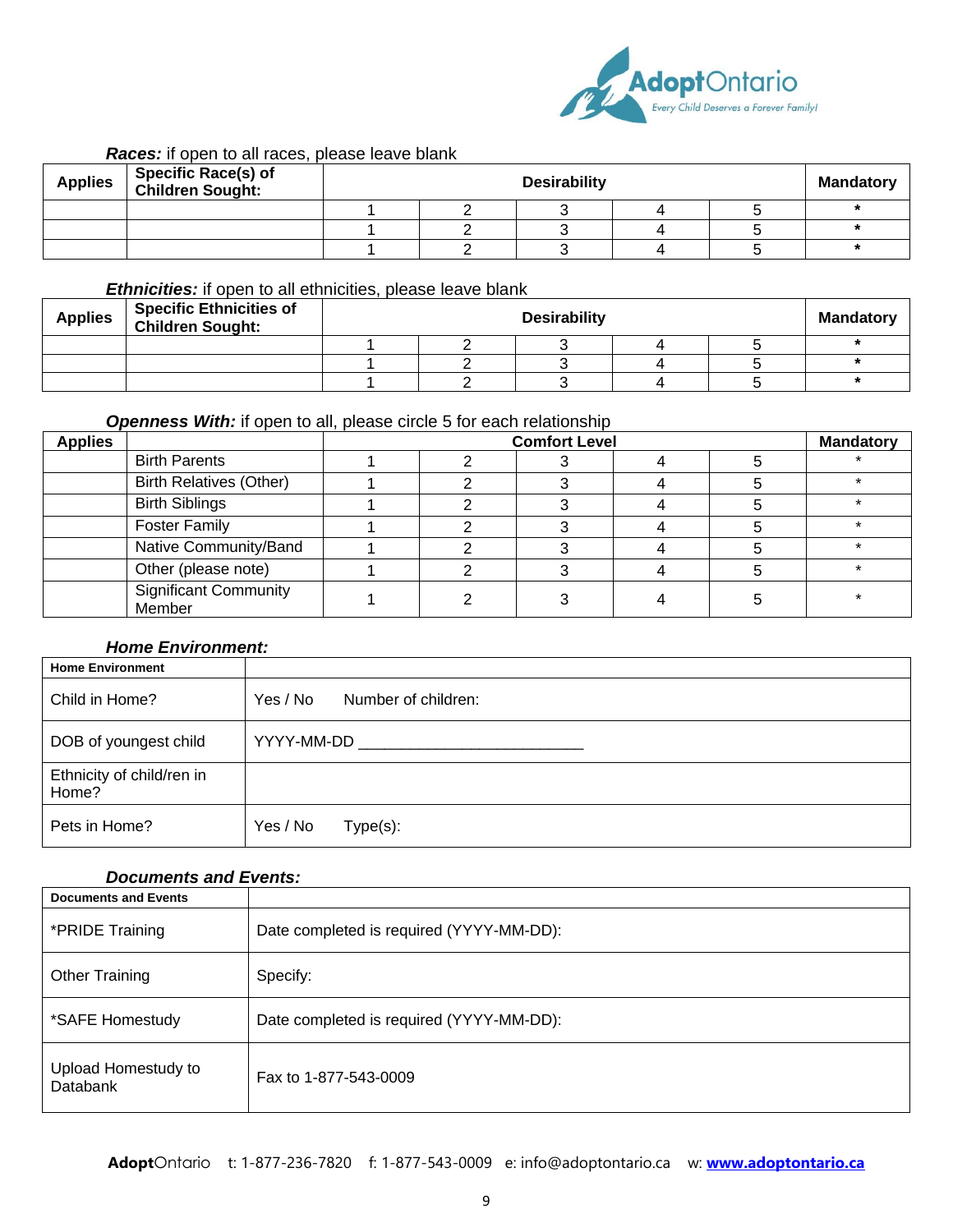***Races:*** if open to all races, please leave blank

| Applies | Specific Race(s) of Children Sought: | Desirability | | | | | Mandatory |
|---|---|---|---|---|---|---|---|
| | | 1 | 2 | 3 | 4 | 5 | * |
| | | 1 | 2 | 3 | 4 | 5 | * |
| | | 1 | 2 | 3 | 4 | 5 | * |

***Ethnicities:*** if open to all ethnicities, please leave blank

| Applies | Specific Ethnicities of Children Sought: | Desirability | | | | | Mandatory |
|---|---|---|---|---|---|---|---|
| | | 1 | 2 | 3 | 4 | 5 | * |
| | | 1 | 2 | 3 | 4 | 5 | * |
| | | 1 | 2 | 3 | 4 | 5 | * |

***Openness With:*** if open to all, please circle 5 for each relationship

| Applies | | Comfort Level | | | | | Mandatory |
|---|---|---|---|---|---|---|---|
| | Birth Parents | 1 | 2 | 3 | 4 | 5 | * |
| | Birth Relatives (Other) | 1 | 2 | 3 | 4 | 5 | * |
| | Birth Siblings | 1 | 2 | 3 | 4 | 5 | * |
| | Foster Family | 1 | 2 | 3 | 4 | 5 | * |
| | Native Community/Band | 1 | 2 | 3 | 4 | 5 | * |
| | Other (please note) | 1 | 2 | 3 | 4 | 5 | * |
| | Significant Community Member | 1 | 2 | 3 | 4 | 5 | * |

***Home Environment:***

| Home Environment | |
|---|---|
| Child in Home? | Yes / No     Number of children: |
| DOB of youngest child | YYYY-MM-DD ___________________________ |
| Ethnicity of child/ren in Home? | |
| Pets in Home? | Yes / No     Type(s): |

***Documents and Events:***

| Documents and Events | |
|---|---|
| *PRIDE Training | Date completed is required (YYYY-MM-DD): |
| Other Training | Specify: |
| *SAFE Homestudy | Date completed is required (YYYY-MM-DD): |
| Upload Homestudy to Databank | Fax to 1-877-543-0009 |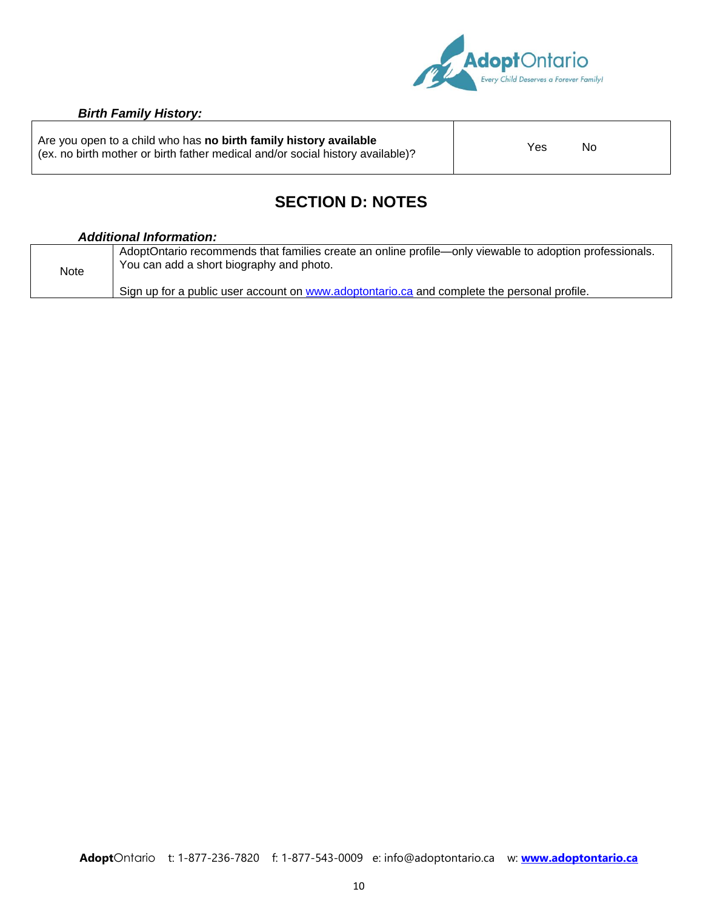***Birth Family History:***

| Are you open to a child who has **no birth family history available** (ex. no birth mother or birth father medical and/or social history available)? | Yes No |
|---|---|

## SECTION D: NOTES

***Additional Information:***

| Note | AdoptOntario recommends that families create an online profile—only viewable to adoption professionals. You can add a short biography and photo.<br><br>Sign up for a public user account on www.adoptontario.ca and complete the personal profile. |
|---|---|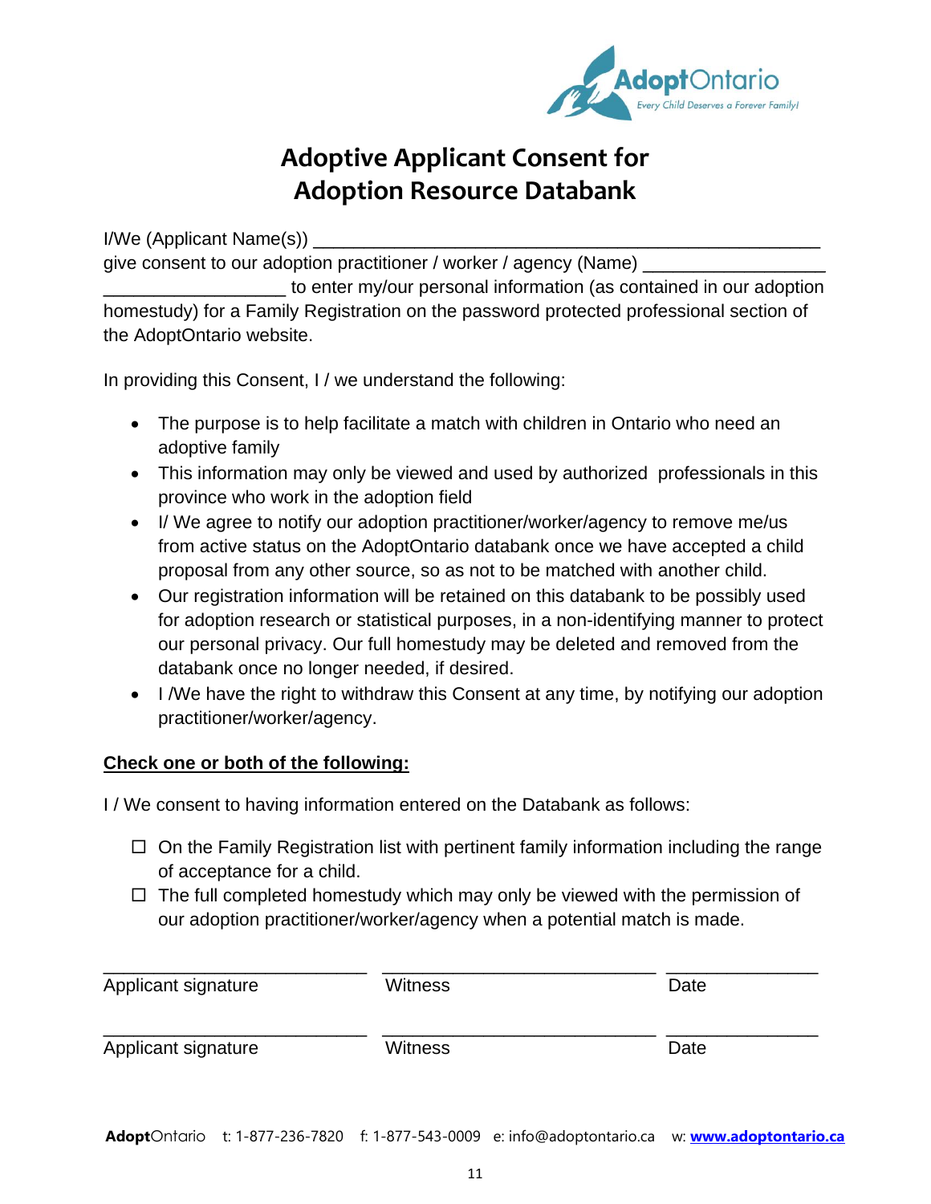# Adoptive Applicant Consent for Adoption Resource Databank

I/We (Applicant Name(s)) ___________________________________________________
give consent to our adoption practitioner / worker / agency (Name) __________________
__________________ to enter my/our personal information (as contained in our adoption homestudy) for a Family Registration on the password protected professional section of the AdoptOntario website.

In providing this Consent, I / we understand the following:

- The purpose is to help facilitate a match with children in Ontario who need an adoptive family
- This information may only be viewed and used by authorized professionals in this province who work in the adoption field
- I/ We agree to notify our adoption practitioner/worker/agency to remove me/us from active status on the AdoptOntario databank once we have accepted a child proposal from any other source, so as not to be matched with another child.
- Our registration information will be retained on this databank to be possibly used for adoption research or statistical purposes, in a non-identifying manner to protect our personal privacy. Our full homestudy may be deleted and removed from the databank once no longer needed, if desired.
- I /We have the right to withdraw this Consent at any time, by notifying our adoption practitioner/worker/agency.

**Check one or both of the following:**

I / We consent to having information entered on the Databank as follows:

- ☐ On the Family Registration list with pertinent family information including the range of acceptance for a child.
- ☐ The full completed homestudy which may only be viewed with the permission of our adoption practitioner/worker/agency when a potential match is made.

| | | |
|---|---|---|
| ___________________________ | ___________________________ | _______________ |
| Applicant signature | Witness | Date |
| ___________________________ | ___________________________ | _______________ |
| Applicant signature | Witness | Date |

**Adopt**Ontario t: 1-877-236-7820 f: 1-877-543-0009 e: info@adoptontario.ca w: **www.adoptontario.ca**